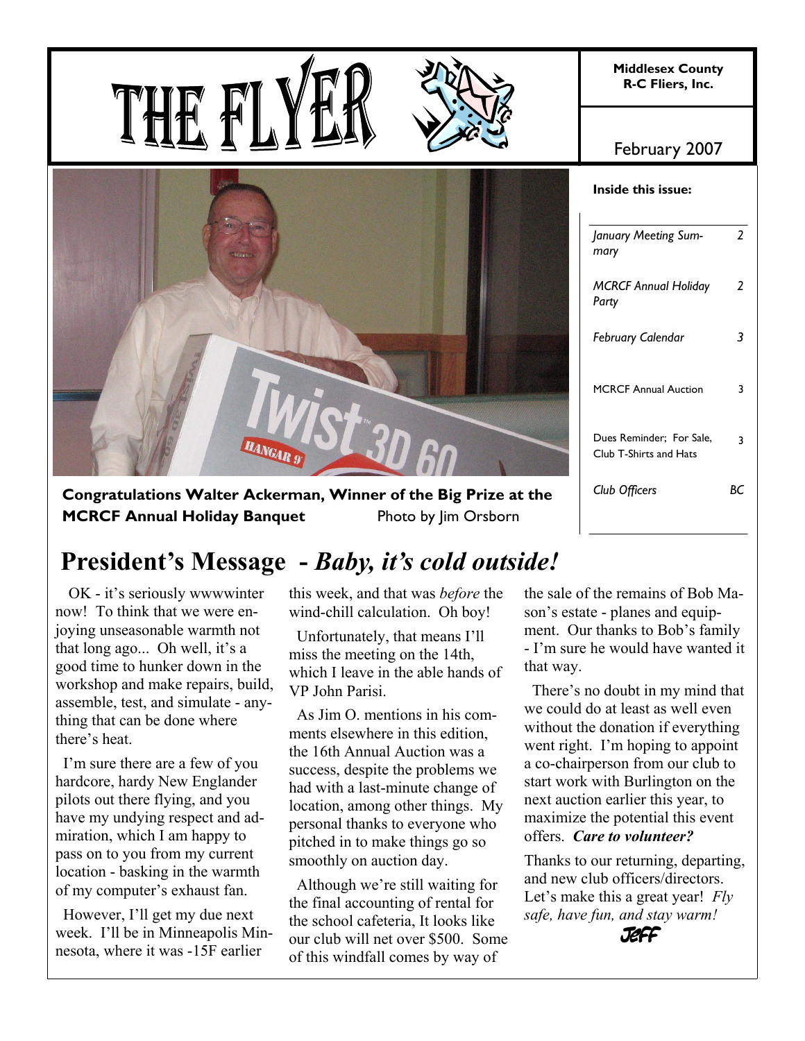# THE FLYER

**Middlesex County R-C Fliers, Inc.**

February 2007

**Inside this issue:**

| | |
|---|---|
| *January Meeting Summary* | *2* |
| *MCRCF Annual Holiday Party* | *2* |
| *February Calendar* | *3* |
| MCRCF Annual Auction | 3 |
| Dues Reminder; For Sale, Club T-Shirts and Hats | 3 |
| *Club Officers* | *BC* |

**Congratulations Walter Ackerman, Winner of the Big Prize at the MCRCF Annual Holiday Banquet** Photo by Jim Orsborn

## President's Message - *Baby, it's cold outside!*

OK - it's seriously wwwwinter now! To think that we were enjoying unseasonable warmth not that long ago... Oh well, it's a good time to hunker down in the workshop and make repairs, build, assemble, test, and simulate - anything that can be done where there's heat.

I'm sure there are a few of you hardcore, hardy New Englander pilots out there flying, and you have my undying respect and admiration, which I am happy to pass on to you from my current location - basking in the warmth of my computer's exhaust fan.

However, I'll get my due next week. I'll be in Minneapolis Minnesota, where it was -15F earlier this week, and that was *before* the wind-chill calculation. Oh boy!

Unfortunately, that means I'll miss the meeting on the 14th, which I leave in the able hands of VP John Parisi.

As Jim O. mentions in his comments elsewhere in this edition, the 16th Annual Auction was a success, despite the problems we had with a last-minute change of location, among other things. My personal thanks to everyone who pitched in to make things go so smoothly on auction day.

Although we're still waiting for the final accounting of rental for the school cafeteria, It looks like our club will net over $500. Some of this windfall comes by way of the sale of the remains of Bob Mason's estate - planes and equipment. Our thanks to Bob's family - I'm sure he would have wanted it that way.

There's no doubt in my mind that we could do at least as well even without the donation if everything went right. I'm hoping to appoint a co-chairperson from our club to start work with Burlington on the next auction earlier this year, to maximize the potential this event offers. ***Care to volunteer?***

Thanks to our returning, departing, and new club officers/directors. Let's make this a great year! *Fly safe, have fun, and stay warm!*

Jeff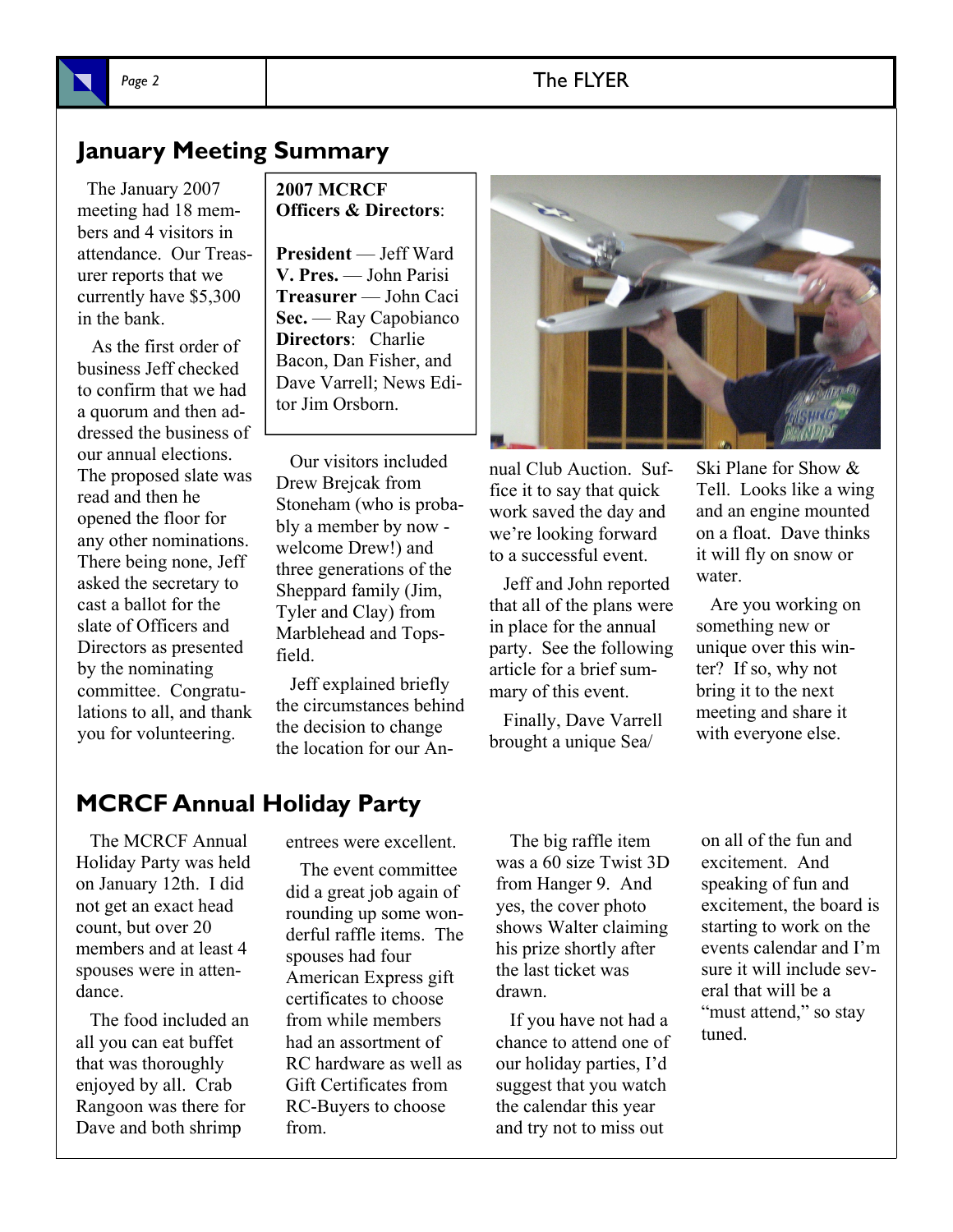## January Meeting Summary

The January 2007 meeting had 18 members and 4 visitors in attendance. Our Treasurer reports that we currently have $5,300 in the bank.

As the first order of business Jeff checked to confirm that we had a quorum and then addressed the business of our annual elections. The proposed slate was read and then he opened the floor for any other nominations. There being none, Jeff asked the secretary to cast a ballot for the slate of Officers and Directors as presented by the nominating committee. Congratulations to all, and thank you for volunteering.

**2007 MCRCF Officers & Directors**:

**President** — Jeff Ward
**V. Pres.** — John Parisi
**Treasurer** — John Caci
**Sec.** — Ray Capobianco
**Directors**: Charlie Bacon, Dan Fisher, and Dave Varrell; News Editor Jim Orsborn.

Our visitors included Drew Brejcak from Stoneham (who is probably a member by now - welcome Drew!) and three generations of the Sheppard family (Jim, Tyler and Clay) from Marblehead and Topsfield.

Jeff explained briefly the circumstances behind the decision to change the location for our Annual Club Auction. Suffice it to say that quick work saved the day and we're looking forward to a successful event.

Jeff and John reported that all of the plans were in place for the annual party. See the following article for a brief summary of this event.

Finally, Dave Varrell brought a unique Sea/Ski Plane for Show & Tell. Looks like a wing and an engine mounted on a float. Dave thinks it will fly on snow or water.

Are you working on something new or unique over this winter? If so, why not bring it to the next meeting and share it with everyone else.

## MCRCF Annual Holiday Party

The MCRCF Annual Holiday Party was held on January 12th. I did not get an exact head count, but over 20 members and at least 4 spouses were in attendance.

The food included an all you can eat buffet that was thoroughly enjoyed by all. Crab Rangoon was there for Dave and both shrimp entrees were excellent.

The event committee did a great job again of rounding up some wonderful raffle items. The spouses had four American Express gift certificates to choose from while members had an assortment of RC hardware as well as Gift Certificates from RC-Buyers to choose from.

The big raffle item was a 60 size Twist 3D from Hanger 9. And yes, the cover photo shows Walter claiming his prize shortly after the last ticket was drawn.

If you have not had a chance to attend one of our holiday parties, I'd suggest that you watch the calendar this year and try not to miss out on all of the fun and excitement. And speaking of fun and excitement, the board is starting to work on the events calendar and I'm sure it will include several that will be a "must attend," so stay tuned.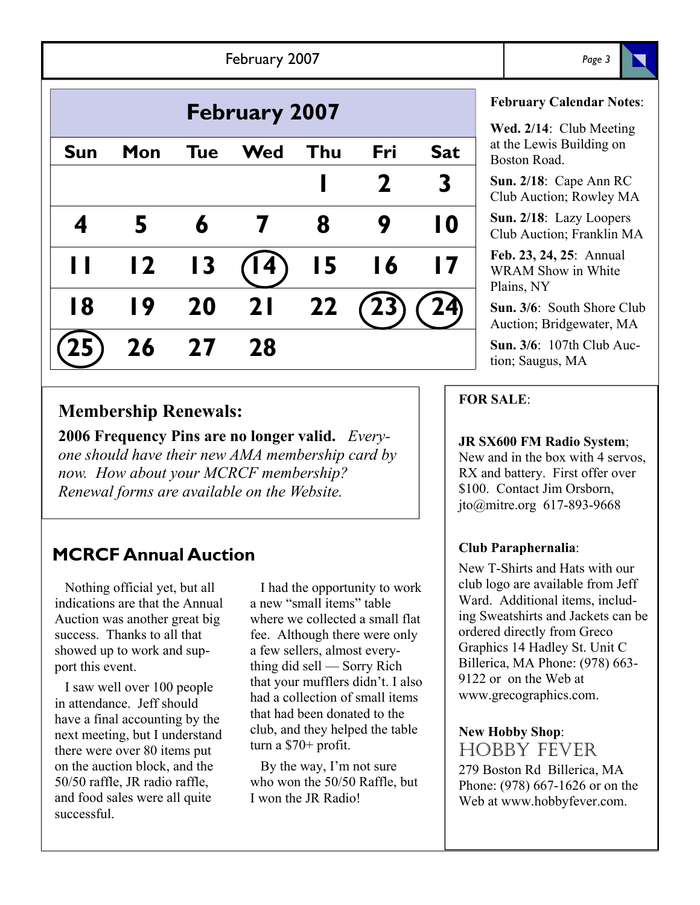## February 2007

| Sun | Mon | Tue | Wed | Thu | Fri | Sat |
|---|---|---|---|---|---|---|
| | | | | 1 | 2 | 3 |
| 4 | 5 | 6 | 7 | 8 | 9 | 10 |
| 11 | 12 | 13 | (14) | 15 | 16 | 17 |
| 18 | 19 | 20 | 21 | 22 | (23) | (24) |
| (25) | 26 | 27 | 28 | | | |

**February Calendar Notes**:

**Wed. 2/14**: Club Meeting at the Lewis Building on Boston Road.

**Sun. 2/18**: Cape Ann RC Club Auction; Rowley MA

**Sun. 2/18**: Lazy Loopers Club Auction; Franklin MA

**Feb. 23, 24, 25**: Annual WRAM Show in White Plains, NY

**Sun. 3/6**: South Shore Club Auction; Bridgewater, MA

**Sun. 3/6**: 107th Club Auction; Saugus, MA

## Membership Renewals:

**2006 Frequency Pins are no longer valid.** *Everyone should have their new AMA membership card by now. How about your MCRCF membership? Renewal forms are available on the Website.*

## MCRCF Annual Auction

Nothing official yet, but all indications are that the Annual Auction was another great big success. Thanks to all that showed up to work and support this event.

I saw well over 100 people in attendance. Jeff should have a final accounting by the next meeting, but I understand there were over 80 items put on the auction block, and the 50/50 raffle, JR radio raffle, and food sales were all quite successful.

I had the opportunity to work a new "small items" table where we collected a small flat fee. Although there were only a few sellers, almost everything did sell — Sorry Rich that your mufflers didn't. I also had a collection of small items that had been donated to the club, and they helped the table turn a $70+ profit.

By the way, I'm not sure who won the 50/50 Raffle, but I won the JR Radio!

**FOR SALE**:

**JR SX600 FM Radio System**; New and in the box with 4 servos, RX and battery. First offer over $100. Contact Jim Orsborn, jto@mitre.org 617-893-9668

**Club Paraphernalia**:

New T-Shirts and Hats with our club logo are available from Jeff Ward. Additional items, including Sweatshirts and Jackets can be ordered directly from Greco Graphics 14 Hadley St. Unit C Billerica, MA Phone: (978) 663-9122 or on the Web at www.grecographics.com.

**New Hobby Shop**:

HOBBY FEVER

279 Boston Rd Billerica, MA Phone: (978) 667-1626 or on the Web at www.hobbyfever.com.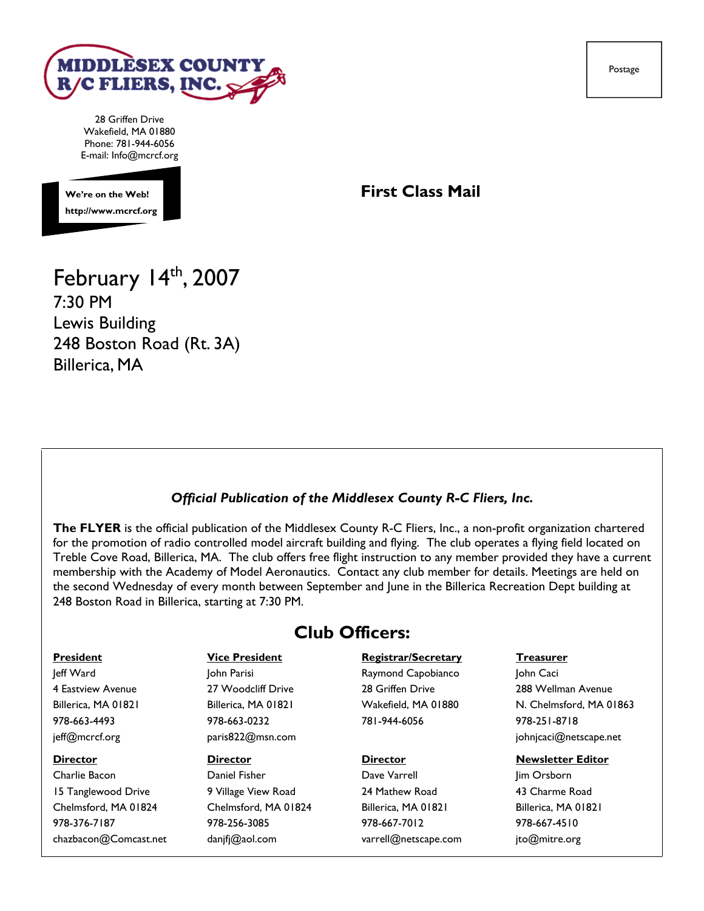MIDDLESEX COUNTY R/C FLIERS, INC.

28 Griffen Drive
Wakefield, MA 01880
Phone: 781-944-6056
E-mail: Info@mcrcf.org

**We're on the Web!**

**http://www.mcrcf.org**

Postage

**First Class Mail**

February 14th, 2007
7:30 PM
Lewis Building
248 Boston Road (Rt. 3A)
Billerica, MA

***Official Publication of the Middlesex County R-C Fliers, Inc.***

**The FLYER** is the official publication of the Middlesex County R-C Fliers, Inc., a non-profit organization chartered for the promotion of radio controlled model aircraft building and flying. The club operates a flying field located on Treble Cove Road, Billerica, MA. The club offers free flight instruction to any member provided they have a current membership with the Academy of Model Aeronautics. Contact any club member for details. Meetings are held on the second Wednesday of every month between September and June in the Billerica Recreation Dept building at 248 Boston Road in Billerica, starting at 7:30 PM.

## Club Officers:

**President**
Jeff Ward
4 Eastview Avenue
Billerica, MA 01821
978-663-4493
jeff@mcrcf.org

**Vice President**
John Parisi
27 Woodcliff Drive
Billerica, MA 01821
978-663-0232
paris822@msn.com

**Registrar/Secretary**
Raymond Capobianco
28 Griffen Drive
Wakefield, MA 01880
781-944-6056

**Treasurer**
John Caci
288 Wellman Avenue
N. Chelmsford, MA 01863
978-251-8718
johnjcaci@netscape.net

**Director**
Charlie Bacon
15 Tanglewood Drive
Chelmsford, MA 01824
978-376-7187
chazbacon@Comcast.net

**Director**
Daniel Fisher
9 Village View Road
Chelmsford, MA 01824
978-256-3085
danjfj@aol.com

**Director**
Dave Varrell
24 Mathew Road
Billerica, MA 01821
978-667-7012
varrell@netscape.com

**Newsletter Editor**
Jim Orsborn
43 Charme Road
Billerica, MA 01821
978-667-4510
jto@mitre.org